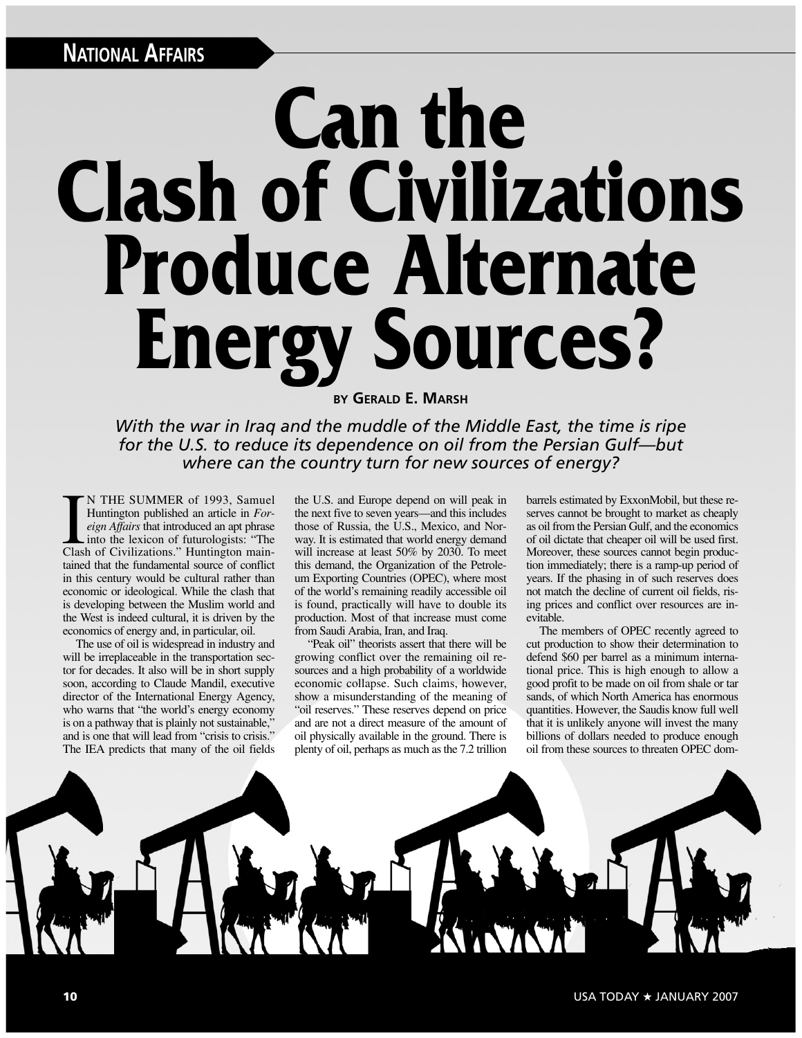NATIONAL AFFAIRS

# Can the Clash of Civilizations Produce Alternate Energy Sources?

BY GERALD E. MARSH

*With the war in Iraq and the muddle of the Middle East, the time is ripe for the U.S. to reduce its dependence on oil from the Persian Gulf—but where can the country turn for new sources of energy?*

IN THE SUMMER of 1993, Samuel Huntington published an article in *Foreign Affairs* that introduced an apt phrase into the lexicon of futurologists: "The Clash of Civilizations." Huntington maintained that the fundamental source of conflict in this century would be cultural rather than economic or ideological. While the clash that is developing between the Muslim world and the West is indeed cultural, it is driven by the economics of energy and, in particular, oil.

The use of oil is widespread in industry and will be irreplaceable in the transportation sector for decades. It also will be in short supply soon, according to Claude Mandil, executive director of the International Energy Agency, who warns that "the world's energy economy is on a pathway that is plainly not sustainable," and is one that will lead from "crisis to crisis." The IEA predicts that many of the oil fields the U.S. and Europe depend on will peak in the next five to seven years—and this includes those of Russia, the U.S., Mexico, and Norway. It is estimated that world energy demand will increase at least 50% by 2030. To meet this demand, the Organization of the Petroleum Exporting Countries (OPEC), where most of the world's remaining readily accessible oil is found, practically will have to double its production. Most of that increase must come from Saudi Arabia, Iran, and Iraq.

"Peak oil" theorists assert that there will be growing conflict over the remaining oil resources and a high probability of a worldwide economic collapse. Such claims, however, show a misunderstanding of the meaning of "oil reserves." These reserves depend on price and are not a direct measure of the amount of oil physically available in the ground. There is plenty of oil, perhaps as much as the 7.2 trillion barrels estimated by ExxonMobil, but these reserves cannot be brought to market as cheaply as oil from the Persian Gulf, and the economics of oil dictate that cheaper oil will be used first. Moreover, these sources cannot begin production immediately; there is a ramp-up period of years. If the phasing in of such reserves does not match the decline of current oil fields, rising prices and conflict over resources are inevitable.

The members of OPEC recently agreed to cut production to show their determination to defend $60 per barrel as a minimum international price. This is high enough to allow a good profit to be made on oil from shale or tar sands, of which North America has enormous quantities. However, the Saudis know full well that it is unlikely anyone will invest the many billions of dollars needed to produce enough oil from these sources to threaten OPEC dom-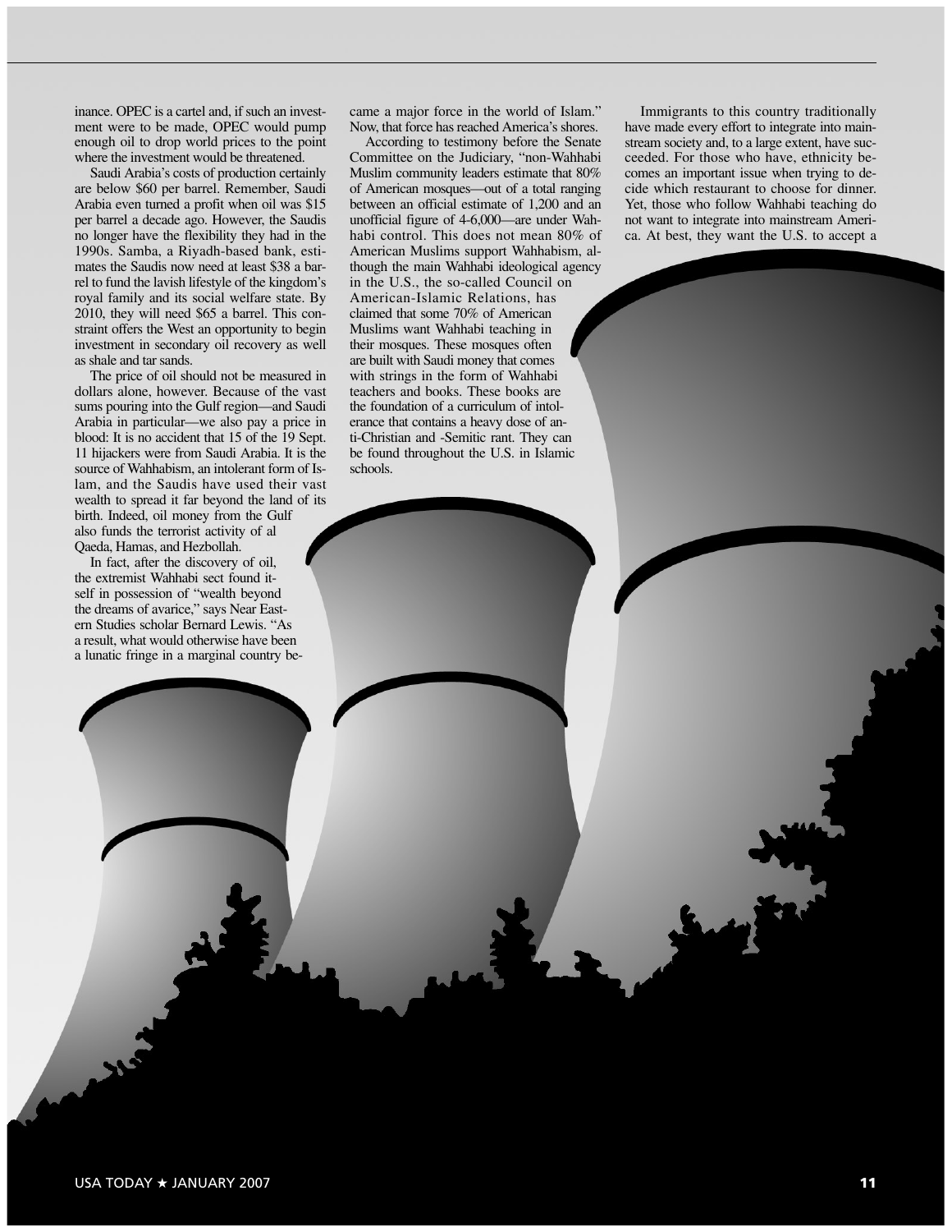inance. OPEC is a cartel and, if such an investment were to be made, OPEC would pump enough oil to drop world prices to the point where the investment would be threatened.

Saudi Arabia's costs of production certainly are below $60 per barrel. Remember, Saudi Arabia even turned a profit when oil was $15 per barrel a decade ago. However, the Saudis no longer have the flexibility they had in the 1990s. Samba, a Riyadh-based bank, estimates the Saudis now need at least $38 a barrel to fund the lavish lifestyle of the kingdom's royal family and its social welfare state. By 2010, they will need $65 a barrel. This constraint offers the West an opportunity to begin investment in secondary oil recovery as well as shale and tar sands.

The price of oil should not be measured in dollars alone, however. Because of the vast sums pouring into the Gulf region—and Saudi Arabia in particular—we also pay a price in blood: It is no accident that 15 of the 19 Sept. 11 hijackers were from Saudi Arabia. It is the source of Wahhabism, an intolerant form of Islam, and the Saudis have used their vast wealth to spread it far beyond the land of its birth. Indeed, oil money from the Gulf also funds the terrorist activity of al Qaeda, Hamas, and Hezbollah.

In fact, after the discovery of oil, the extremist Wahhabi sect found itself in possession of "wealth beyond the dreams of avarice," says Near Eastern Studies scholar Bernard Lewis. "As a result, what would otherwise have been a lunatic fringe in a marginal country became a major force in the world of Islam." Now, that force has reached America's shores.

According to testimony before the Senate Committee on the Judiciary, "non-Wahhabi Muslim community leaders estimate that 80% of American mosques—out of a total ranging between an official estimate of 1,200 and an unofficial figure of 4-6,000—are under Wahhabi control. This does not mean 80% of American Muslims support Wahhabism, although the main Wahhabi ideological agency in the U.S., the so-called Council on American-Islamic Relations, has claimed that some 70% of American Muslims want Wahhabi teaching in their mosques. These mosques often are built with Saudi money that comes with strings in the form of Wahhabi teachers and books. These books are the foundation of a curriculum of intolerance that contains a heavy dose of anti-Christian and -Semitic rant. They can be found throughout the U.S. in Islamic schools.

Immigrants to this country traditionally have made every effort to integrate into mainstream society and, to a large extent, have succeeded. For those who have, ethnicity becomes an important issue when trying to decide which restaurant to choose for dinner. Yet, those who follow Wahhabi teaching do not want to integrate into mainstream America. At best, they want the U.S. to accept a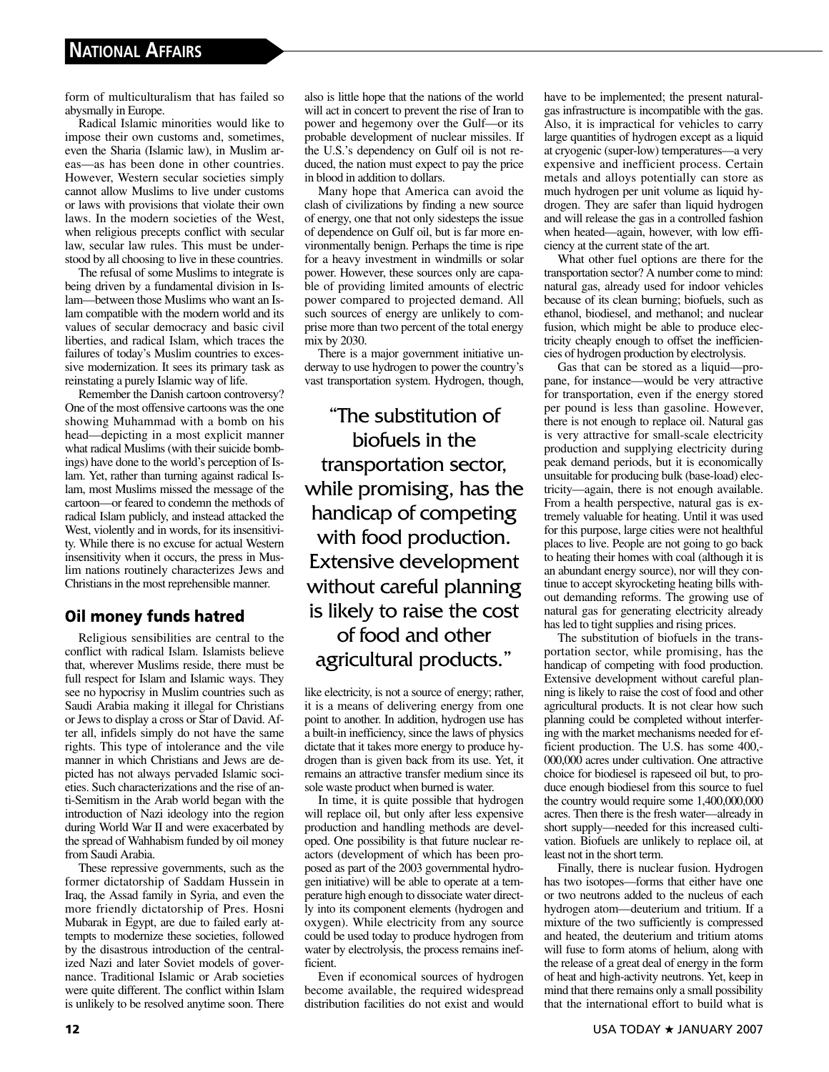form of multiculturalism that has failed so abysmally in Europe.

Radical Islamic minorities would like to impose their own customs and, sometimes, even the Sharia (Islamic law), in Muslim areas—as has been done in other countries. However, Western secular societies simply cannot allow Muslims to live under customs or laws with provisions that violate their own laws. In the modern societies of the West, when religious precepts conflict with secular law, secular law rules. This must be understood by all choosing to live in these countries.

The refusal of some Muslims to integrate is being driven by a fundamental division in Islam—between those Muslims who want an Islam compatible with the modern world and its values of secular democracy and basic civil liberties, and radical Islam, which traces the failures of today's Muslim countries to excessive modernization. It sees its primary task as reinstating a purely Islamic way of life.

Remember the Danish cartoon controversy? One of the most offensive cartoons was the one showing Muhammad with a bomb on his head—depicting in a most explicit manner what radical Muslims (with their suicide bombings) have done to the world's perception of Islam. Yet, rather than turning against radical Islam, most Muslims missed the message of the cartoon—or feared to condemn the methods of radical Islam publicly, and instead attacked the West, violently and in words, for its insensitivity. While there is no excuse for actual Western insensitivity when it occurs, the press in Muslim nations routinely characterizes Jews and Christians in the most reprehensible manner.

## Oil money funds hatred

Religious sensibilities are central to the conflict with radical Islam. Islamists believe that, wherever Muslims reside, there must be full respect for Islam and Islamic ways. They see no hypocrisy in Muslim countries such as Saudi Arabia making it illegal for Christians or Jews to display a cross or Star of David. After all, infidels simply do not have the same rights. This type of intolerance and the vile manner in which Christians and Jews are depicted has not always pervaded Islamic societies. Such characterizations and the rise of anti-Semitism in the Arab world began with the introduction of Nazi ideology into the region during World War II and were exacerbated by the spread of Wahhabism funded by oil money from Saudi Arabia.

These repressive governments, such as the former dictatorship of Saddam Hussein in Iraq, the Assad family in Syria, and even the more friendly dictatorship of Pres. Hosni Mubarak in Egypt, are due to failed early attempts to modernize these societies, followed by the disastrous introduction of the centralized Nazi and later Soviet models of governance. Traditional Islamic or Arab societies were quite different. The conflict within Islam is unlikely to be resolved anytime soon. There also is little hope that the nations of the world will act in concert to prevent the rise of Iran to power and hegemony over the Gulf—or its probable development of nuclear missiles. If the U.S.'s dependency on Gulf oil is not reduced, the nation must expect to pay the price in blood in addition to dollars.

Many hope that America can avoid the clash of civilizations by finding a new source of energy, one that not only sidesteps the issue of dependence on Gulf oil, but is far more environmentally benign. Perhaps the time is ripe for a heavy investment in windmills or solar power. However, these sources only are capable of providing limited amounts of electric power compared to projected demand. All such sources of energy are unlikely to comprise more than two percent of the total energy mix by 2030.

There is a major government initiative underway to use hydrogen to power the country's vast transportation system. Hydrogen, though, like electricity, is not a source of energy; rather, it is a means of delivering energy from one point to another. In addition, hydrogen use has a built-in inefficiency, since the laws of physics dictate that it takes more energy to produce hydrogen than is given back from its use. Yet, it remains an attractive transfer medium since its sole waste product when burned is water.

> "The substitution of biofuels in the transportation sector, while promising, has the handicap of competing with food production. Extensive development without careful planning is likely to raise the cost of food and other agricultural products."

In time, it is quite possible that hydrogen will replace oil, but only after less expensive production and handling methods are developed. One possibility is that future nuclear reactors (development of which has been proposed as part of the 2003 governmental hydrogen initiative) will be able to operate at a temperature high enough to dissociate water directly into its component elements (hydrogen and oxygen). While electricity from any source could be used today to produce hydrogen from water by electrolysis, the process remains inefficient.

Even if economical sources of hydrogen become available, the required widespread distribution facilities do not exist and would have to be implemented; the present natural-gas infrastructure is incompatible with the gas. Also, it is impractical for vehicles to carry large quantities of hydrogen except as a liquid at cryogenic (super-low) temperatures—a very expensive and inefficient process. Certain metals and alloys potentially can store as much hydrogen per unit volume as liquid hydrogen. They are safer than liquid hydrogen and will release the gas in a controlled fashion when heated—again, however, with low efficiency at the current state of the art.

What other fuel options are there for the transportation sector? A number come to mind: natural gas, already used for indoor vehicles because of its clean burning; biofuels, such as ethanol, biodiesel, and methanol; and nuclear fusion, which might be able to produce electricity cheaply enough to offset the inefficiencies of hydrogen production by electrolysis.

Gas that can be stored as a liquid—propane, for instance—would be very attractive for transportation, even if the energy stored per pound is less than gasoline. However, there is not enough to replace oil. Natural gas is very attractive for small-scale electricity production and supplying electricity during peak demand periods, but it is economically unsuitable for producing bulk (base-load) electricity—again, there is not enough available. From a health perspective, natural gas is extremely valuable for heating. Until it was used for this purpose, large cities were not healthful places to live. People are not going to go back to heating their homes with coal (although it is an abundant energy source), nor will they continue to accept skyrocketing heating bills without demanding reforms. The growing use of natural gas for generating electricity already has led to tight supplies and rising prices.

The substitution of biofuels in the transportation sector, while promising, has the handicap of competing with food production. Extensive development without careful planning is likely to raise the cost of food and other agricultural products. It is not clear how such planning could be completed without interfering with the market mechanisms needed for efficient production. The U.S. has some 400,000,000 acres under cultivation. One attractive choice for biodiesel is rapeseed oil but, to produce enough biodiesel from this source to fuel the country would require some 1,400,000,000 acres. Then there is the fresh water—already in short supply—needed for this increased cultivation. Biofuels are unlikely to replace oil, at least not in the short term.

Finally, there is nuclear fusion. Hydrogen has two isotopes—forms that either have one or two neutrons added to the nucleus of each hydrogen atom—deuterium and tritium. If a mixture of the two sufficiently is compressed and heated, the deuterium and tritium atoms will fuse to form atoms of helium, along with the release of a great deal of energy in the form of heat and high-activity neutrons. Yet, keep in mind that there remains only a small possibility that the international effort to build what is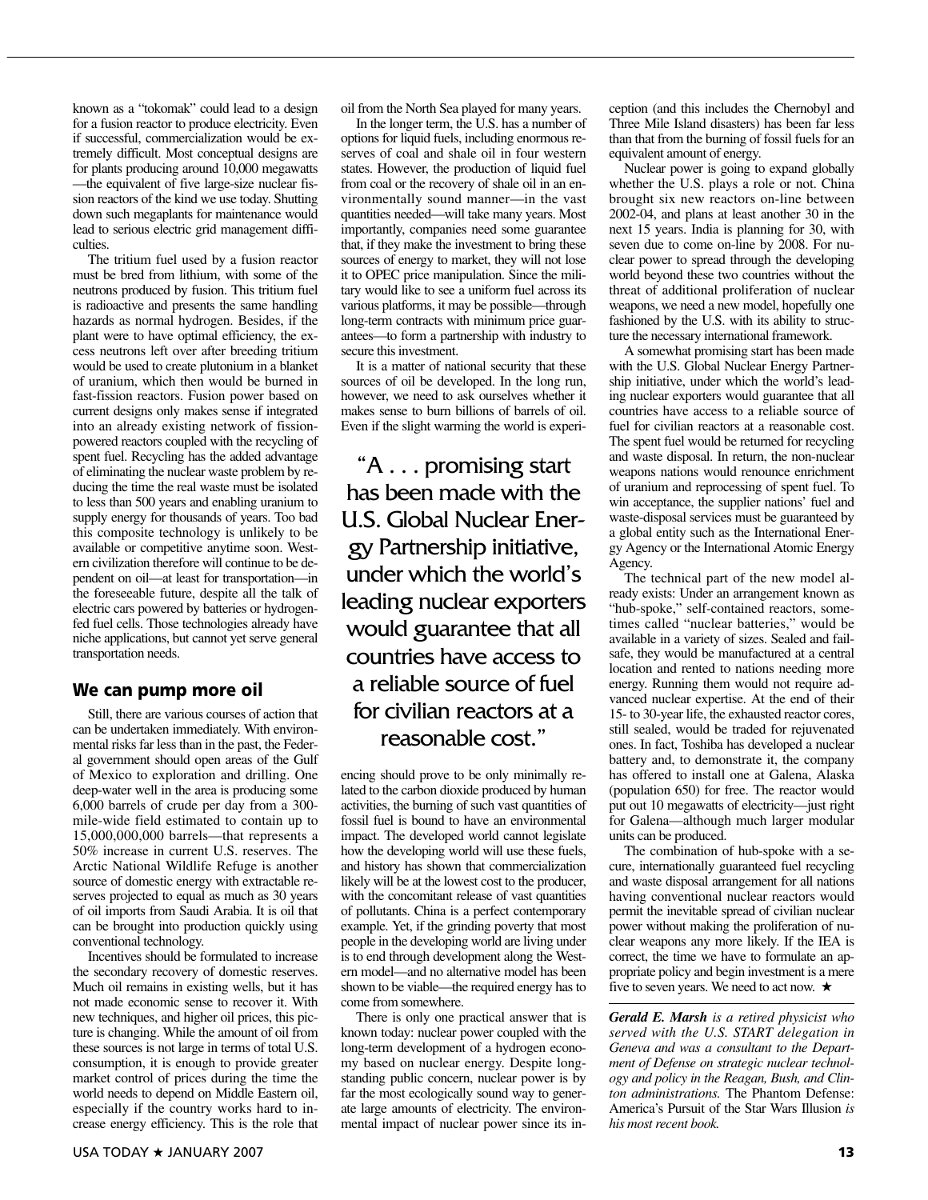known as a "tokomak" could lead to a design for a fusion reactor to produce electricity. Even if successful, commercialization would be extremely difficult. Most conceptual designs are for plants producing around 10,000 megawatts—the equivalent of five large-size nuclear fission reactors of the kind we use today. Shutting down such megaplants for maintenance would lead to serious electric grid management difficulties.

The tritium fuel used by a fusion reactor must be bred from lithium, with some of the neutrons produced by fusion. This tritium fuel is radioactive and presents the same handling hazards as normal hydrogen. Besides, if the plant were to have optimal efficiency, the excess neutrons left over after breeding tritium would be used to create plutonium in a blanket of uranium, which then would be burned in fast-fission reactors. Fusion power based on current designs only makes sense if integrated into an already existing network of fission-powered reactors coupled with the recycling of spent fuel. Recycling has the added advantage of eliminating the nuclear waste problem by reducing the time the real waste must be isolated to less than 500 years and enabling uranium to supply energy for thousands of years. Too bad this composite technology is unlikely to be available or competitive anytime soon. Western civilization therefore will continue to be dependent on oil—at least for transportation—in the foreseeable future, despite all the talk of electric cars powered by batteries or hydrogen-fed fuel cells. Those technologies already have niche applications, but cannot yet serve general transportation needs.

## We can pump more oil

Still, there are various courses of action that can be undertaken immediately. With environmental risks far less than in the past, the Federal government should open areas of the Gulf of Mexico to exploration and drilling. One deep-water well in the area is producing some 6,000 barrels of crude per day from a 300-mile-wide field estimated to contain up to 15,000,000,000 barrels—that represents a 50% increase in current U.S. reserves. The Arctic National Wildlife Refuge is another source of domestic energy with extractable reserves projected to equal as much as 30 years of oil imports from Saudi Arabia. It is oil that can be brought into production quickly using conventional technology.

Incentives should be formulated to increase the secondary recovery of domestic reserves. Much oil remains in existing wells, but it has not made economic sense to recover it. With new techniques, and higher oil prices, this picture is changing. While the amount of oil from these sources is not large in terms of total U.S. consumption, it is enough to provide greater market control of prices during the time the world needs to depend on Middle Eastern oil, especially if the country works hard to increase energy efficiency. This is the role that oil from the North Sea played for many years.

In the longer term, the U.S. has a number of options for liquid fuels, including enormous reserves of coal and shale oil in four western states. However, the production of liquid fuel from coal or the recovery of shale oil in an environmentally sound manner—in the vast quantities needed—will take many years. Most importantly, companies need some guarantee that, if they make the investment to bring these sources of energy to market, they will not lose it to OPEC price manipulation. Since the military would like to see a uniform fuel across its various platforms, it may be possible—through long-term contracts with minimum price guarantees—to form a partnership with industry to secure this investment.

It is a matter of national security that these sources of oil be developed. In the long run, however, we need to ask ourselves whether it makes sense to burn billions of barrels of oil. Even if the slight warming the world is experiencing should prove to be only minimally related to the carbon dioxide produced by human activities, the burning of such vast quantities of fossil fuel is bound to have an environmental impact. The developed world cannot legislate how the developing world will use these fuels, and history has shown that commercialization likely will be at the lowest cost to the producer, with the concomitant release of vast quantities of pollutants. China is a perfect contemporary example. Yet, if the grinding poverty that most people in the developing world are living under is to end through development along the Western model—and no alternative model has been shown to be viable—the required energy has to come from somewhere.

> "A . . . promising start has been made with the U.S. Global Nuclear Energy Partnership initiative, under which the world's leading nuclear exporters would guarantee that all countries have access to a reliable source of fuel for civilian reactors at a reasonable cost."

There is only one practical answer that is known today: nuclear power coupled with the long-term development of a hydrogen economy based on nuclear energy. Despite long-standing public concern, nuclear power is by far the most ecologically sound way to generate large amounts of electricity. The environmental impact of nuclear power since its inception (and this includes the Chernobyl and Three Mile Island disasters) has been far less than that from the burning of fossil fuels for an equivalent amount of energy.

Nuclear power is going to expand globally whether the U.S. plays a role or not. China brought six new reactors on-line between 2002-04, and plans at least another 30 in the next 15 years. India is planning for 30, with seven due to come on-line by 2008. For nuclear power to spread through the developing world beyond these two countries without the threat of additional proliferation of nuclear weapons, we need a new model, hopefully one fashioned by the U.S. with its ability to structure the necessary international framework.

A somewhat promising start has been made with the U.S. Global Nuclear Energy Partnership initiative, under which the world's leading nuclear exporters would guarantee that all countries have access to a reliable source of fuel for civilian reactors at a reasonable cost. The spent fuel would be returned for recycling and waste disposal. In return, the non-nuclear weapons nations would renounce enrichment of uranium and reprocessing of spent fuel. To win acceptance, the supplier nations' fuel and waste-disposal services must be guaranteed by a global entity such as the International Energy Agency or the International Atomic Energy Agency.

The technical part of the new model already exists: Under an arrangement known as "hub-spoke," self-contained reactors, sometimes called "nuclear batteries," would be available in a variety of sizes. Sealed and fail-safe, they would be manufactured at a central location and rented to nations needing more energy. Running them would not require advanced nuclear expertise. At the end of their 15- to 30-year life, the exhausted reactor cores, still sealed, would be traded for rejuvenated ones. In fact, Toshiba has developed a nuclear battery and, to demonstrate it, the company has offered to install one at Galena, Alaska (population 650) for free. The reactor would put out 10 megawatts of electricity—just right for Galena—although much larger modular units can be produced.

The combination of hub-spoke with a secure, internationally guaranteed fuel recycling and waste disposal arrangement for all nations having conventional nuclear reactors would permit the inevitable spread of civilian nuclear power without making the proliferation of nuclear weapons any more likely. If the IEA is correct, the time we have to formulate an appropriate policy and begin investment is a mere five to seven years. We need to act now. ★

***Gerald E. Marsh** is a retired physicist who served with the U.S. START delegation in Geneva and was a consultant to the Department of Defense on strategic nuclear technology and policy in the Reagan, Bush, and Clinton administrations.* The Phantom Defense: America's Pursuit of the Star Wars Illusion *is his most recent book.*